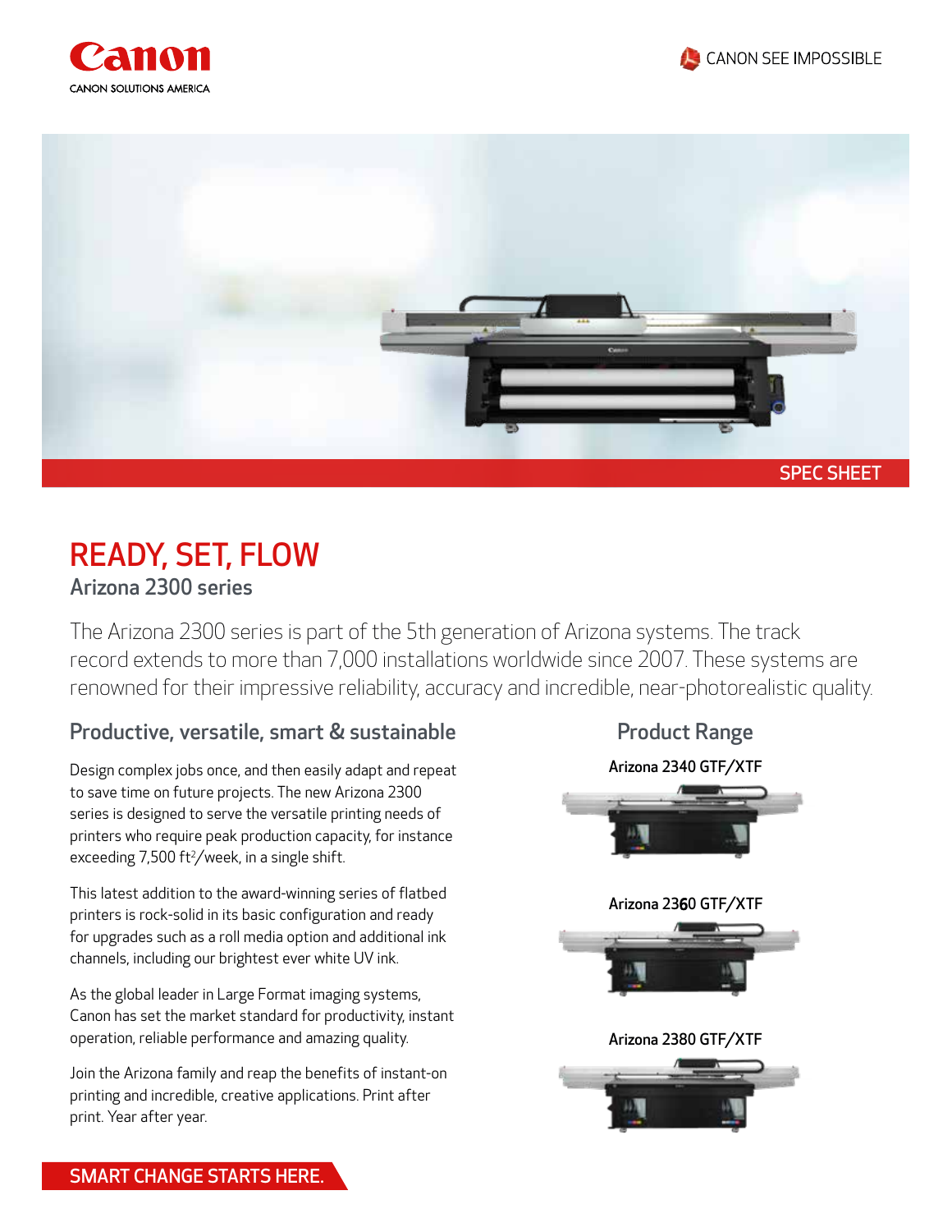Canon
CANON SOLUTIONS AMERICA

CANON SEE IMPOSSIBLE

SPEC SHEET

# READY, SET, FLOW

## Arizona 2300 series

The Arizona 2300 series is part of the 5th generation of Arizona systems. The track record extends to more than 7,000 installations worldwide since 2007. These systems are renowned for their impressive reliability, accuracy and incredible, near-photorealistic quality.

### Productive, versatile, smart & sustainable

Design complex jobs once, and then easily adapt and repeat to save time on future projects. The new Arizona 2300 series is designed to serve the versatile printing needs of printers who require peak production capacity, for instance exceeding 7,500 ft$^2$/week, in a single shift.

This latest addition to the award-winning series of flatbed printers is rock-solid in its basic configuration and ready for upgrades such as a roll media option and additional ink channels, including our brightest ever white UV ink.

As the global leader in Large Format imaging systems, Canon has set the market standard for productivity, instant operation, reliable performance and amazing quality.

Join the Arizona family and reap the benefits of instant-on printing and incredible, creative applications. Print after print. Year after year.

### Product Range

Arizona 2340 GTF/XTF

Arizona 2360 GTF/XTF

Arizona 2380 GTF/XTF

SMART CHANGE STARTS HERE.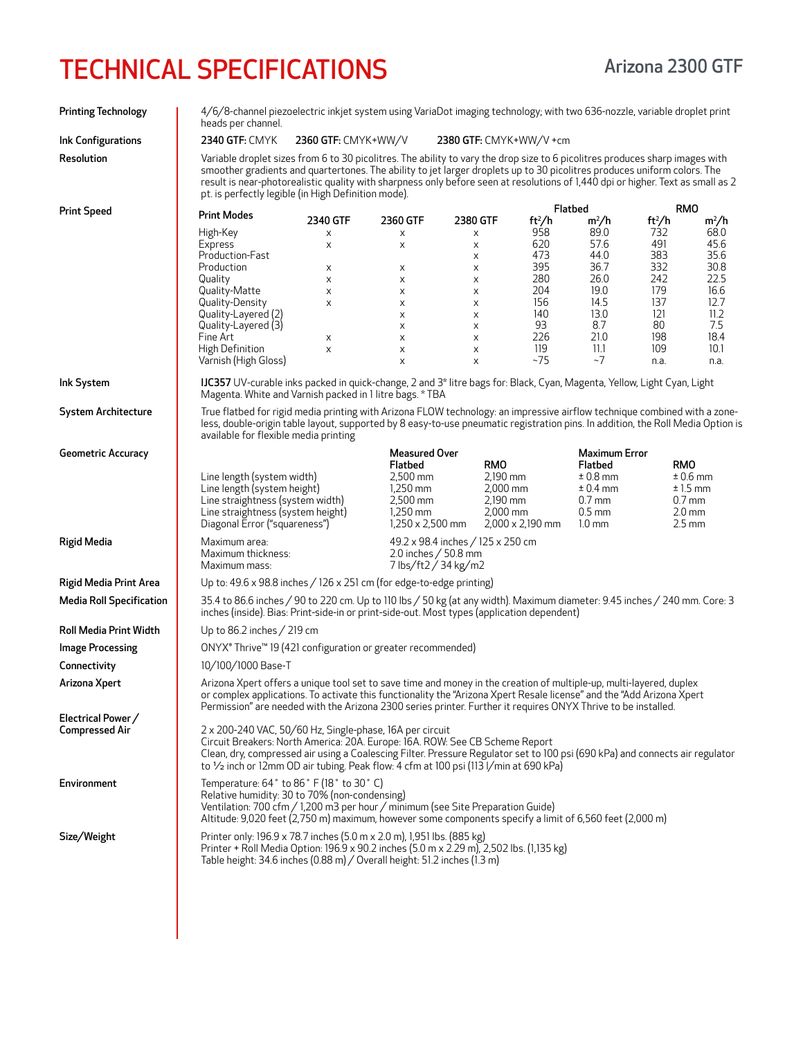# TECHNICAL SPECIFICATIONS

## Arizona 2300 GTF

**Printing Technology**

4/6/8-channel piezoelectric inkjet system using VariaDot imaging technology; with two 636-nozzle, variable droplet print heads per channel.

**Ink Configurations**

**2340 GTF:** CMYK **2360 GTF:** CMYK+WW/V **2380 GTF:** CMYK+WW/V +cm

**Resolution**

Variable droplet sizes from 6 to 30 picolitres. The ability to vary the drop size to 6 picolitres produces sharp images with smoother gradients and quartertones. The ability to jet larger droplets up to 30 picolitres produces uniform colors. The result is near-photorealistic quality with sharpness only before seen at resolutions of 1,440 dpi or higher. Text as small as 2 pt. is perfectly legible (in High Definition mode).

**Print Speed**

| Print Modes | 2340 GTF | 2360 GTF | 2380 GTF | Flatbed | | RMO | |
|---|---|---|---|---|---|---|---|
| | | | | ft²/h | m²/h | ft²/h | m²/h |
| High-Key | x | x | x | 958 | 89.0 | 732 | 68.0 |
| Express | x | x | x | 620 | 57.6 | 491 | 45.6 |
| Production-Fast | | | x | 473 | 44.0 | 383 | 35.6 |
| Production | x | x | x | 395 | 36.7 | 332 | 30.8 |
| Quality | x | x | x | 280 | 26.0 | 242 | 22.5 |
| Quality-Matte | x | x | x | 204 | 19.0 | 179 | 16.6 |
| Quality-Density | x | x | x | 156 | 14.5 | 137 | 12.7 |
| Quality-Layered (2) | | x | x | 140 | 13.0 | 121 | 11.2 |
| Quality-Layered (3) | | x | x | 93 | 8.7 | 80 | 7.5 |
| Fine Art | x | x | x | 226 | 21.0 | 198 | 18.4 |
| High Definition | x | x | x | 119 | 11.1 | 109 | 10.1 |
| Varnish (High Gloss) | | x | x | ~75 | ~7 | n.a. | n.a. |

**Ink System**

**IJC357** UV-curable inks packed in quick-change, 2 and 3* litre bags for: Black, Cyan, Magenta, Yellow, Light Cyan, Light Magenta. White and Varnish packed in 1 litre bags. *TBA

**System Architecture**

True flatbed for rigid media printing with Arizona FLOW technology: an impressive airflow technique combined with a zone-less, double-origin table layout, supported by 8 easy-to-use pneumatic registration pins. In addition, the Roll Media Option is available for flexible media printing

**Geometric Accuracy**

| | Measured Over | | Maximum Error | |
|---|---|---|---|---|
| | Flatbed | RMO | Flatbed | RMO |
| Line length (system width) | 2,500 mm | 2,190 mm | ± 0.8 mm | ± 0.6 mm |
| Line length (system height) | 1,250 mm | 2,000 mm | ± 0.4 mm | ± 1.5 mm |
| Line straightness (system width) | 2,500 mm | 2,190 mm | 0.7 mm | 0.7 mm |
| Line straightness (system height) | 1,250 mm | 2,000 mm | 0.5 mm | 2.0 mm |
| Diagonal Error ("squareness") | 1,250 x 2,500 mm | 2,000 x 2,190 mm | 1.0 mm | 2.5 mm |

**Rigid Media**

| | |
|---|---|
| Maximum area: | 49.2 x 98.4 inches / 125 x 250 cm |
| Maximum thickness: | 2.0 inches / 50.8 mm |
| Maximum mass: | 7 lbs/ft2 / 34 kg/m2 |

**Rigid Media Print Area**

Up to: 49.6 x 98.8 inches / 126 x 251 cm (for edge-to-edge printing)

**Media Roll Specification**

35.4 to 86.6 inches / 90 to 220 cm. Up to 110 lbs / 50 kg (at any width). Maximum diameter: 9.45 inches / 240 mm. Core: 3 inches (inside). Bias: Print-side-in or print-side-out. Most types (application dependent)

**Roll Media Print Width**

Up to 86.2 inches / 219 cm

**Image Processing**

ONYX® Thrive™ 19 (421 configuration or greater recommended)

**Connectivity**

10/100/1000 Base-T

**Arizona Xpert**

Arizona Xpert offers a unique tool set to save time and money in the creation of multiple-up, multi-layered, duplex or complex applications. To activate this functionality the "Arizona Xpert Resale license" and the "Add Arizona Xpert Permission" are needed with the Arizona 2300 series printer. Further it requires ONYX Thrive to be installed.

**Electrical Power / Compressed Air**

2 x 200-240 VAC, 50/60 Hz, Single-phase, 16A per circuit
Circuit Breakers: North America: 20A. Europe: 16A. ROW: See CB Scheme Report
Clean, dry, compressed air using a Coalescing Filter. Pressure Regulator set to 100 psi (690 kPa) and connects air regulator to ½ inch or 12mm OD air tubing. Peak flow: 4 cfm at 100 psi (113 l/min at 690 kPa)

**Environment**

Temperature: 64° to 86° F (18° to 30° C)
Relative humidity: 30 to 70% (non-condensing)
Ventilation: 700 cfm / 1,200 m3 per hour / minimum (see Site Preparation Guide)
Altitude: 9,020 feet (2,750 m) maximum, however some components specify a limit of 6,560 feet (2,000 m)

**Size/Weight**

Printer: 196.9 x 78.7 inches (5.0 m x 2.0 m), 1,951 lbs. (885 kg)
Printer + Roll Media Option: 196.9 x 90.2 inches (5.0 m x 2.29 m), 2,502 lbs. (1,135 kg)
Table height: 34.6 inches (0.88 m) / Overall height: 51.2 inches (1.3 m)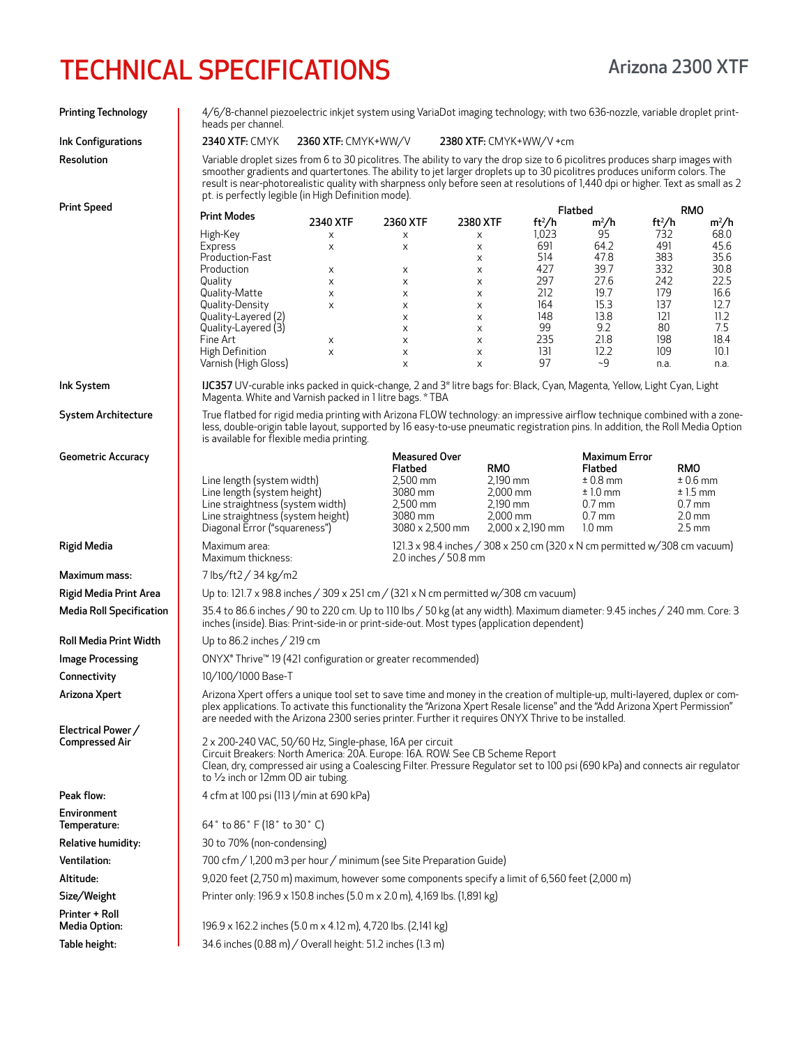# TECHNICAL SPECIFICATIONS

## Arizona 2300 XTF

**Printing Technology**

4/6/8-channel piezoelectric inkjet system using VariaDot imaging technology; with two 636-nozzle, variable droplet printheads per channel.

**Ink Configurations**

**2340 XTF:** CMYK **2360 XTF:** CMYK+WW/V **2380 XTF:** CMYK+WW/V +cm

**Resolution**

Variable droplet sizes from 6 to 30 picolitres. The ability to vary the drop size to 6 picolitres produces sharp images with smoother gradients and quartertones. The ability to jet larger droplets up to 30 picolitres produces uniform colors. The result is near-photorealistic quality with sharpness only before seen at resolutions of 1,440 dpi or higher. Text as small as 2 pt. is perfectly legible (in High Definition mode).

**Print Speed**

| Print Modes | 2340 XTF | 2360 XTF | 2380 XTF | Flatbed | | RMO | |
|---|---|---|---|---|---|---|---|
| | | | | ft²/h | m²/h | ft²/h | m²/h |
| High-Key | x | x | x | 1,023 | 95 | 732 | 68.0 |
| Express | x | x | x | 691 | 64.2 | 491 | 45.6 |
| Production-Fast | | | x | 514 | 47.8 | 383 | 35.6 |
| Production | x | x | x | 427 | 39.7 | 332 | 30.8 |
| Quality | x | x | x | 297 | 27.6 | 242 | 22.5 |
| Quality-Matte | x | x | x | 212 | 19.7 | 179 | 16.6 |
| Quality-Density | x | x | x | 164 | 15.3 | 137 | 12.7 |
| Quality-Layered (2) | | x | x | 148 | 13.8 | 121 | 11.2 |
| Quality-Layered (3) | | x | x | 99 | 9.2 | 80 | 7.5 |
| Fine Art | x | x | x | 235 | 21.8 | 198 | 18.4 |
| High Definition | x | x | x | 131 | 12.2 | 109 | 10.1 |
| Varnish (High Gloss) | | x | x | 97 | ~9 | n.a. | n.a. |

**Ink System**

**IJC357** UV-curable inks packed in quick-change, 2 and 3* litre bags for: Black, Cyan, Magenta, Yellow, Light Cyan, Light Magenta. White and Varnish packed in 1 litre bags. * TBA

**System Architecture**

True flatbed for rigid media printing with Arizona FLOW technology: an impressive airflow technique combined with a zoneless, double-origin table layout, supported by 16 easy-to-use pneumatic registration pins. In addition, the Roll Media Option is available for flexible media printing.

**Geometric Accuracy**

| | Measured Over | | Maximum Error | |
|---|---|---|---|---|
| | Flatbed | RMO | Flatbed | RMO |
| Line length (system width) | 2,500 mm | 2,190 mm | ± 0.8 mm | ± 0.6 mm |
| Line length (system height) | 3080 mm | 2,000 mm | ± 1.0 mm | ± 1.5 mm |
| Line straightness (system width) | 2,500 mm | 2,190 mm | 0.7 mm | 0.7 mm |
| Line straightness (system height) | 3080 mm | 2,000 mm | 0.7 mm | 2.0 mm |
| Diagonal Error ("squareness") | 3080 x 2,500 mm | 2,000 x 2,190 mm | 1.0 mm | 2.5 mm |

**Rigid Media**

Maximum area: 121.3 x 98.4 inches / 308 x 250 cm (320 x N cm permitted w/308 cm vacuum)
Maximum thickness: 2.0 inches / 50.8 mm

**Maximum mass:** 7 lbs/ft2 / 34 kg/m2

**Rigid Media Print Area:** Up to: 121.7 x 98.8 inches / 309 x 251 cm / (321 x N cm permitted w/308 cm vacuum)

**Media Roll Specification:** 35.4 to 86.6 inches / 90 to 220 cm. Up to 110 lbs / 50 kg (at any width). Maximum diameter: 9.45 inches / 240 mm. Core: 3 inches (inside). Bias: Print-side-in or print-side-out. Most types (application dependent)

**Roll Media Print Width:** Up to 86.2 inches / 219 cm

**Image Processing:** ONYX® Thrive™ 19 (421 configuration or greater recommended)

**Connectivity:** 10/100/1000 Base-T

**Arizona Xpert**

Arizona Xpert offers a unique tool set to save time and money in the creation of multiple-up, multi-layered, duplex or complex applications. To activate this functionality the "Arizona Xpert Resale license" and the "Add Arizona Xpert Permission" are needed with the Arizona 2300 series printer. Further it requires ONYX Thrive to be installed.

**Electrical Power / Compressed Air**

2 x 200-240 VAC, 50/60 Hz, Single-phase, 16A per circuit
Circuit Breakers: North America: 20A. Europe: 16A. ROW: See CB Scheme Report
Clean, dry, compressed air using a Coalescing Filter. Pressure Regulator set to 100 psi (690 kPa) and connects air regulator to ½ inch or 12mm OD air tubing.

**Peak flow:** 4 cfm at 100 psi (113 l/min at 690 kPa)

**Environment Temperature:** 64° to 86° F (18° to 30° C)

**Relative humidity:** 30 to 70% (non-condensing)

**Ventilation:** 700 cfm / 1,200 m3 per hour / minimum (see Site Preparation Guide)

**Altitude:** 9,020 feet (2,750 m) maximum, however some components specify a limit of 6,560 feet (2,000 m)

**Size/Weight:** Printer only: 196.9 x 150.8 inches (5.0 m x 2.0 m), 4,169 lbs. (1,891 kg)

**Printer + Roll Media Option:** 196.9 x 162.2 inches (5.0 m x 4.12 m), 4,720 lbs. (2,141 kg)

**Table height:** 34.6 inches (0.88 m) / Overall height: 51.2 inches (1.3 m)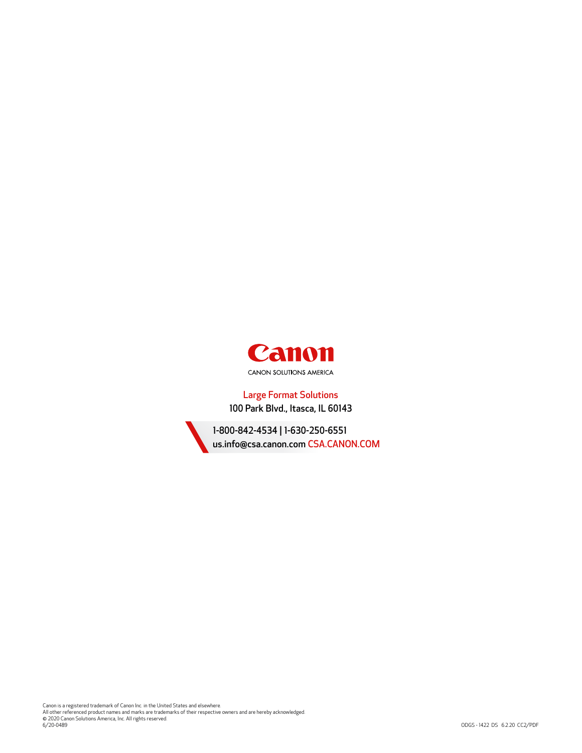Canon

CANON SOLUTIONS AMERICA

Large Format Solutions

100 Park Blvd., Itasca, IL 60143

1-800-842-4534 | 1-630-250-6551

us.info@csa.canon.com CSA.CANON.COM

Canon is a registered trademark of Canon Inc. in the United States and elsewhere.
All other referenced product names and marks are trademarks of their respective owners and are hereby acknowledged.
© 2020 Canon Solutions America, Inc. All rights reserved.
6/20-0489

ODGS - 1422 DS 6.2.20 CC2/PDF